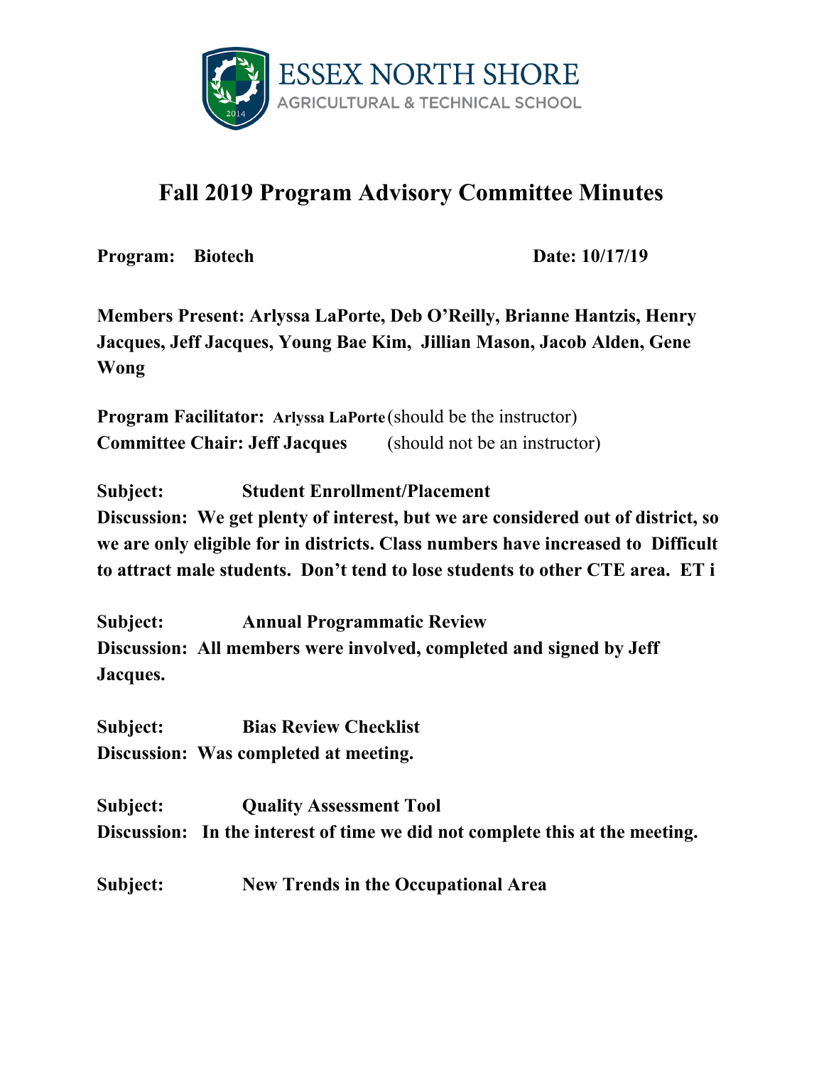ESSEX NORTH SHORE
AGRICULTURAL & TECHNICAL SCHOOL

# Fall 2019 Program Advisory Committee Minutes

**Program: Biotech** **Date: 10/17/19**

**Members Present: Arlyssa LaPorte, Deb O'Reilly, Brianne Hantzis, Henry Jacques, Jeff Jacques, Young Bae Kim, Jillian Mason, Jacob Alden, Gene Wong**

**Program Facilitator: Arlyssa LaPorte** (should be the instructor)
**Committee Chair: Jeff Jacques** (should not be an instructor)

**Subject: Student Enrollment/Placement**
**Discussion: We get plenty of interest, but we are considered out of district, so we are only eligible for in districts. Class numbers have increased to Difficult to attract male students. Don't tend to lose students to other CTE area. ET i**

**Subject: Annual Programmatic Review**
**Discussion: All members were involved, completed and signed by Jeff Jacques.**

**Subject: Bias Review Checklist**
**Discussion: Was completed at meeting.**

**Subject: Quality Assessment Tool**
**Discussion: In the interest of time we did not complete this at the meeting.**

**Subject: New Trends in the Occupational Area**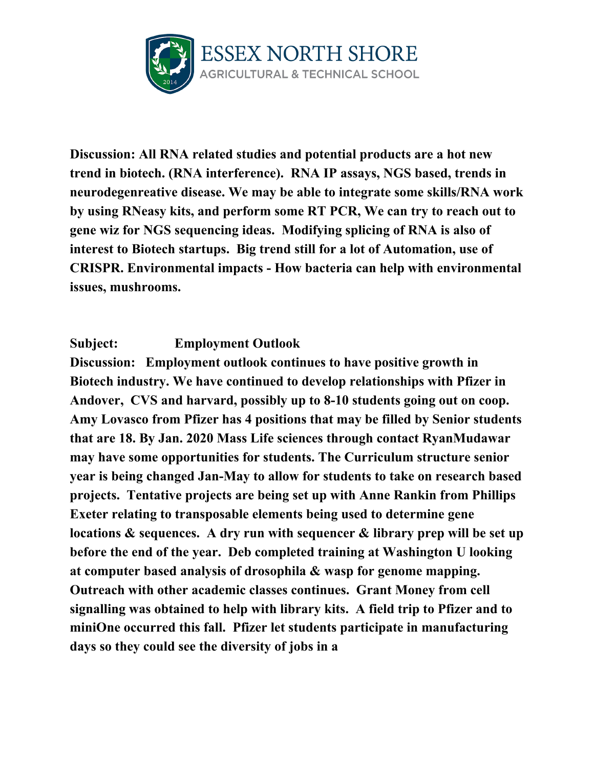**Discussion: All RNA related studies and potential products are a hot new trend in biotech. (RNA interference). RNA IP assays, NGS based, trends in neurodegenreative disease. We may be able to integrate some skills/RNA work by using RNeasy kits, and perform some RT PCR, We can try to reach out to gene wiz for NGS sequencing ideas. Modifying splicing of RNA is also of interest to Biotech startups. Big trend still for a lot of Automation, use of CRISPR. Environmental impacts - How bacteria can help with environmental issues, mushrooms.**

**Subject: Employment Outlook**

**Discussion: Employment outlook continues to have positive growth in Biotech industry. We have continued to develop relationships with Pfizer in Andover, CVS and harvard, possibly up to 8-10 students going out on coop. Amy Lovasco from Pfizer has 4 positions that may be filled by Senior students that are 18. By Jan. 2020 Mass Life sciences through contact RyanMudawar may have some opportunities for students. The Curriculum structure senior year is being changed Jan-May to allow for students to take on research based projects. Tentative projects are being set up with Anne Rankin from Phillips Exeter relating to transposable elements being used to determine gene locations & sequences. A dry run with sequencer & library prep will be set up before the end of the year. Deb completed training at Washington U looking at computer based analysis of drosophila & wasp for genome mapping. Outreach with other academic classes continues. Grant Money from cell signalling was obtained to help with library kits. A field trip to Pfizer and to miniOne occurred this fall. Pfizer let students participate in manufacturing days so they could see the diversity of jobs in a**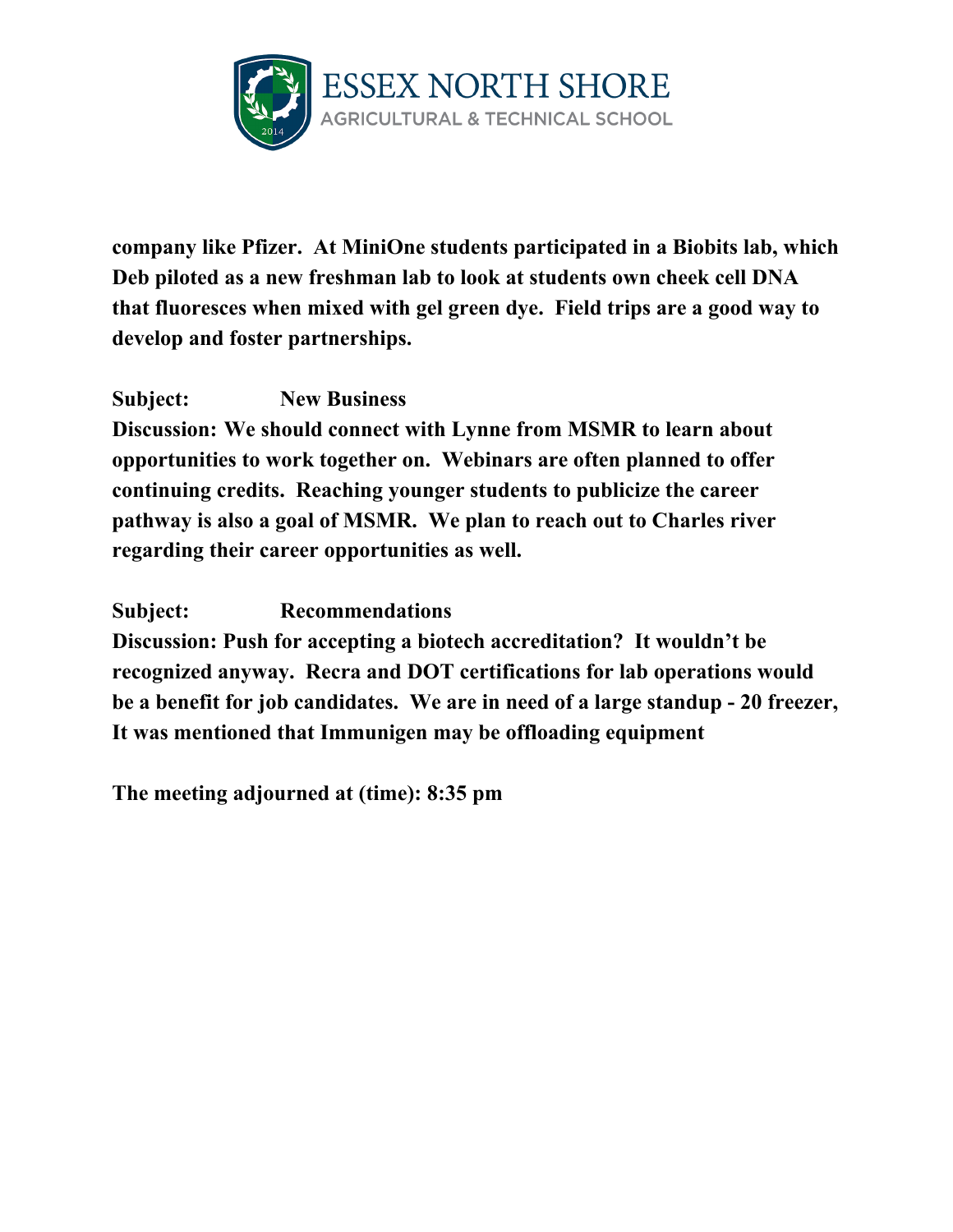**company like Pfizer. At MiniOne students participated in a Biobits lab, which Deb piloted as a new freshman lab to look at students own cheek cell DNA that fluoresces when mixed with gel green dye. Field trips are a good way to develop and foster partnerships.**

**Subject: New Business**

**Discussion: We should connect with Lynne from MSMR to learn about opportunities to work together on. Webinars are often planned to offer continuing credits. Reaching younger students to publicize the career pathway is also a goal of MSMR. We plan to reach out to Charles river regarding their career opportunities as well.**

**Subject: Recommendations**

**Discussion: Push for accepting a biotech accreditation? It wouldn't be recognized anyway. Recra and DOT certifications for lab operations would be a benefit for job candidates. We are in need of a large standup - 20 freezer, It was mentioned that Immunigen may be offloading equipment**

**The meeting adjourned at (time): 8:35 pm**